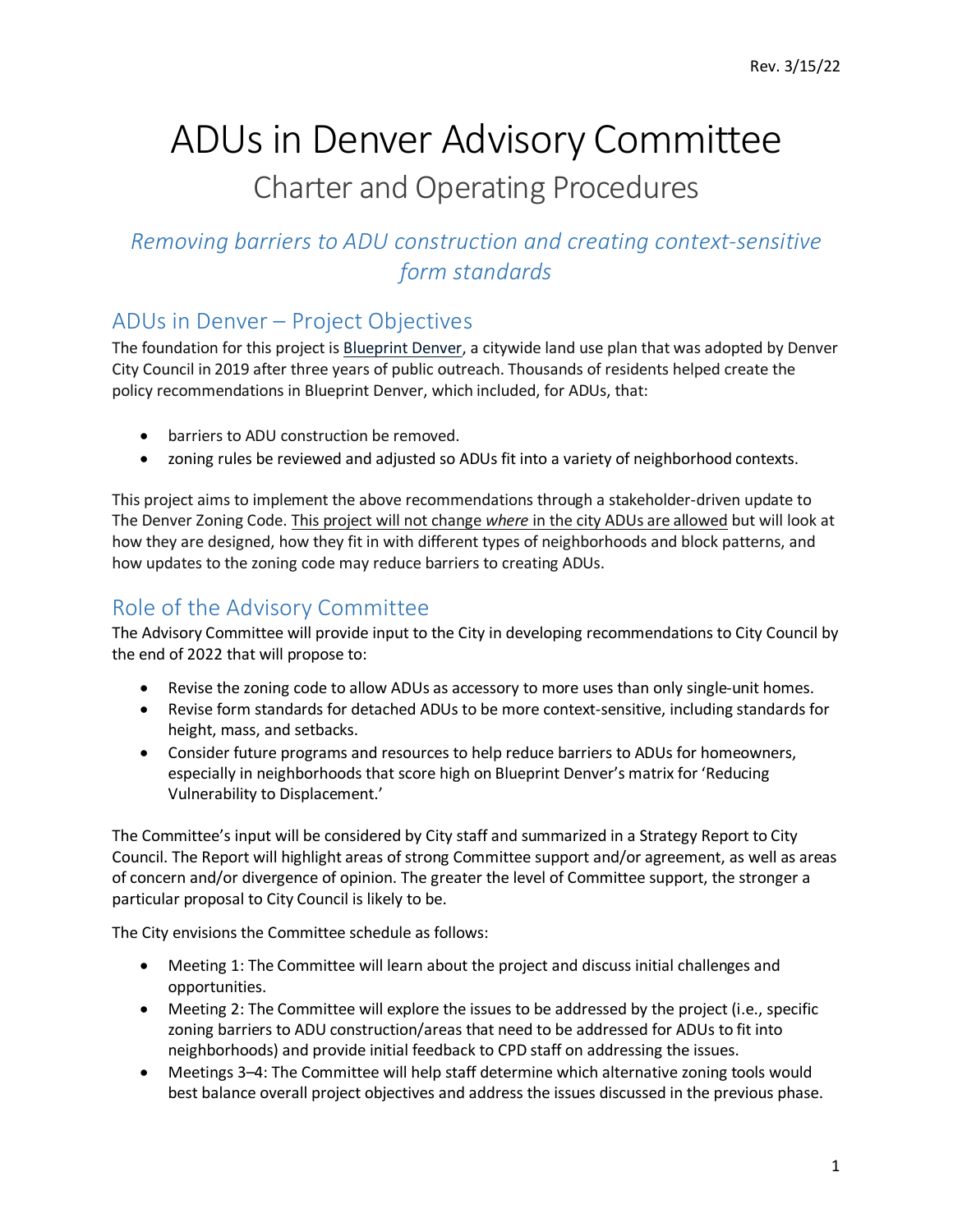# ADUs in Denver Advisory Committee

## Charter and Operating Procedures

*Removing barriers to ADU construction and creating context-sensitive form standards*

## ADUs in Denver – Project Objectives

The foundation for this project is Blueprint Denver, a citywide land use plan that was adopted by Denver City Council in 2019 after three years of public outreach. Thousands of residents helped create the policy recommendations in Blueprint Denver, which included, for ADUs, that:

- barriers to ADU construction be removed.
- zoning rules be reviewed and adjusted so ADUs fit into a variety of neighborhood contexts.

This project aims to implement the above recommendations through a stakeholder-driven update to The Denver Zoning Code. This project will not change *where* in the city ADUs are allowed but will look at how they are designed, how they fit in with different types of neighborhoods and block patterns, and how updates to the zoning code may reduce barriers to creating ADUs.

## Role of the Advisory Committee

The Advisory Committee will provide input to the City in developing recommendations to City Council by the end of 2022 that will propose to:

- Revise the zoning code to allow ADUs as accessory to more uses than only single-unit homes.
- Revise form standards for detached ADUs to be more context-sensitive, including standards for height, mass, and setbacks.
- Consider future programs and resources to help reduce barriers to ADUs for homeowners, especially in neighborhoods that score high on Blueprint Denver's matrix for 'Reducing Vulnerability to Displacement.'

The Committee's input will be considered by City staff and summarized in a Strategy Report to City Council. The Report will highlight areas of strong Committee support and/or agreement, as well as areas of concern and/or divergence of opinion. The greater the level of Committee support, the stronger a particular proposal to City Council is likely to be.

The City envisions the Committee schedule as follows:

- Meeting 1: The Committee will learn about the project and discuss initial challenges and opportunities.
- Meeting 2: The Committee will explore the issues to be addressed by the project (i.e., specific zoning barriers to ADU construction/areas that need to be addressed for ADUs to fit into neighborhoods) and provide initial feedback to CPD staff on addressing the issues.
- Meetings 3–4: The Committee will help staff determine which alternative zoning tools would best balance overall project objectives and address the issues discussed in the previous phase.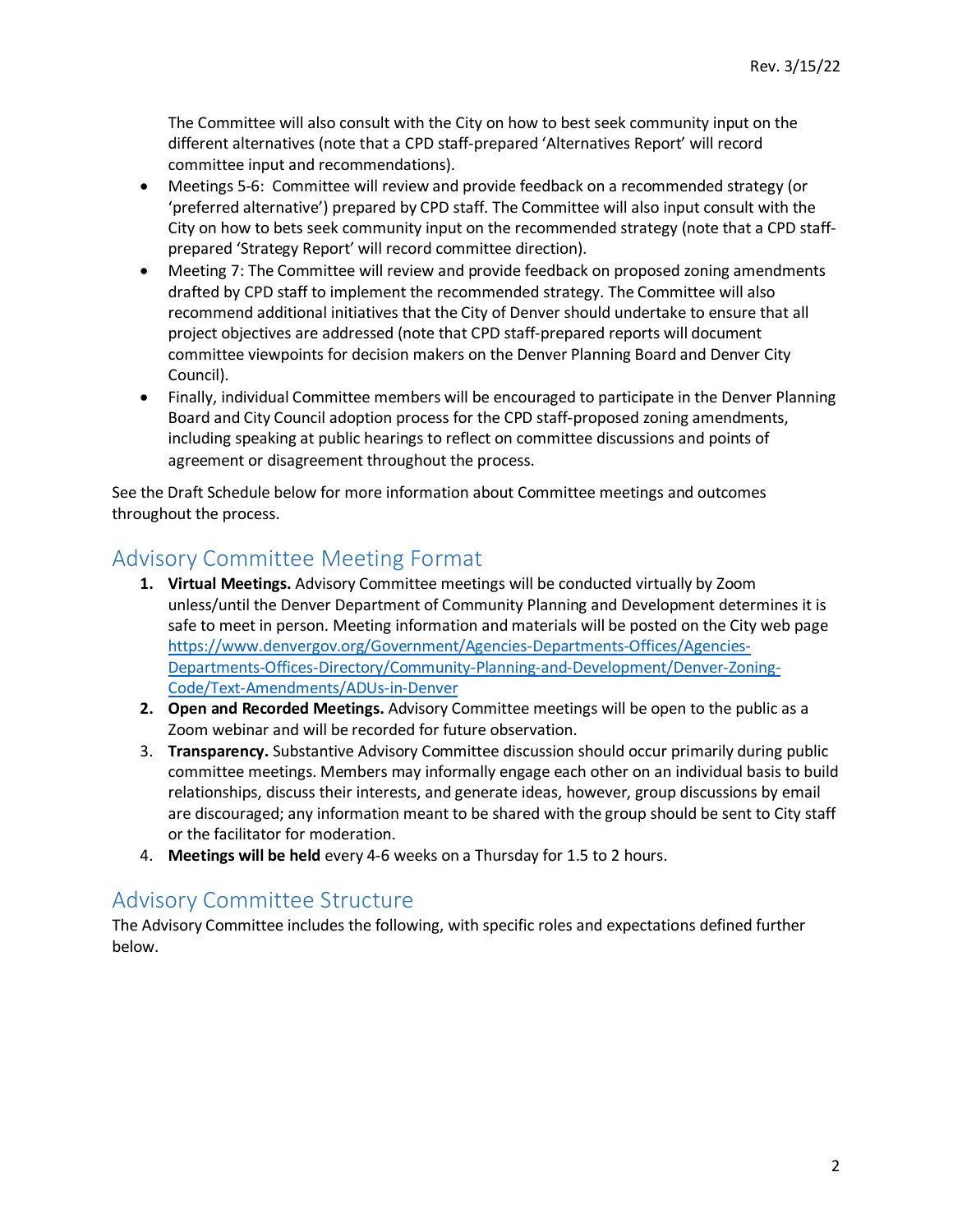The Committee will also consult with the City on how to best seek community input on the different alternatives (note that a CPD staff-prepared 'Alternatives Report' will record committee input and recommendations).

- Meetings 5-6: Committee will review and provide feedback on a recommended strategy (or 'preferred alternative') prepared by CPD staff. The Committee will also input consult with the City on how to bets seek community input on the recommended strategy (note that a CPD staff-prepared 'Strategy Report' will record committee direction).
- Meeting 7: The Committee will review and provide feedback on proposed zoning amendments drafted by CPD staff to implement the recommended strategy. The Committee will also recommend additional initiatives that the City of Denver should undertake to ensure that all project objectives are addressed (note that CPD staff-prepared reports will document committee viewpoints for decision makers on the Denver Planning Board and Denver City Council).
- Finally, individual Committee members will be encouraged to participate in the Denver Planning Board and City Council adoption process for the CPD staff-proposed zoning amendments, including speaking at public hearings to reflect on committee discussions and points of agreement or disagreement throughout the process.

See the Draft Schedule below for more information about Committee meetings and outcomes throughout the process.

## Advisory Committee Meeting Format

1. **Virtual Meetings.** Advisory Committee meetings will be conducted virtually by Zoom unless/until the Denver Department of Community Planning and Development determines it is safe to meet in person. Meeting information and materials will be posted on the City web page https://www.denvergov.org/Government/Agencies-Departments-Offices/Agencies-Departments-Offices-Directory/Community-Planning-and-Development/Denver-Zoning-Code/Text-Amendments/ADUs-in-Denver
2. **Open and Recorded Meetings.** Advisory Committee meetings will be open to the public as a Zoom webinar and will be recorded for future observation.
3. **Transparency.** Substantive Advisory Committee discussion should occur primarily during public committee meetings. Members may informally engage each other on an individual basis to build relationships, discuss their interests, and generate ideas, however, group discussions by email are discouraged; any information meant to be shared with the group should be sent to City staff or the facilitator for moderation.
4. **Meetings will be held** every 4-6 weeks on a Thursday for 1.5 to 2 hours.

## Advisory Committee Structure

The Advisory Committee includes the following, with specific roles and expectations defined further below.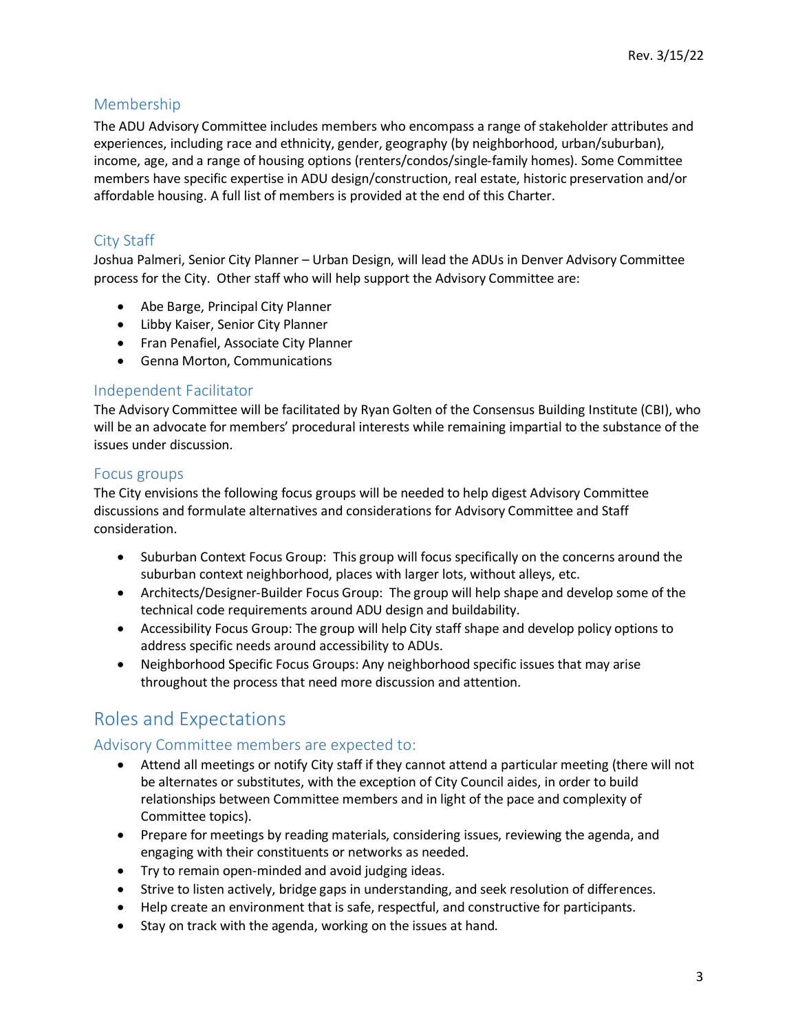### Membership

The ADU Advisory Committee includes members who encompass a range of stakeholder attributes and experiences, including race and ethnicity, gender, geography (by neighborhood, urban/suburban), income, age, and a range of housing options (renters/condos/single-family homes). Some Committee members have specific expertise in ADU design/construction, real estate, historic preservation and/or affordable housing. A full list of members is provided at the end of this Charter.

### City Staff

Joshua Palmeri, Senior City Planner – Urban Design, will lead the ADUs in Denver Advisory Committee process for the City. Other staff who will help support the Advisory Committee are:

- Abe Barge, Principal City Planner
- Libby Kaiser, Senior City Planner
- Fran Penafiel, Associate City Planner
- Genna Morton, Communications

### Independent Facilitator

The Advisory Committee will be facilitated by Ryan Golten of the Consensus Building Institute (CBI), who will be an advocate for members' procedural interests while remaining impartial to the substance of the issues under discussion.

### Focus groups

The City envisions the following focus groups will be needed to help digest Advisory Committee discussions and formulate alternatives and considerations for Advisory Committee and Staff consideration.

- Suburban Context Focus Group: This group will focus specifically on the concerns around the suburban context neighborhood, places with larger lots, without alleys, etc.
- Architects/Designer-Builder Focus Group: The group will help shape and develop some of the technical code requirements around ADU design and buildability.
- Accessibility Focus Group: The group will help City staff shape and develop policy options to address specific needs around accessibility to ADUs.
- Neighborhood Specific Focus Groups: Any neighborhood specific issues that may arise throughout the process that need more discussion and attention.

## Roles and Expectations

### Advisory Committee members are expected to:

- Attend all meetings or notify City staff if they cannot attend a particular meeting (there will not be alternates or substitutes, with the exception of City Council aides, in order to build relationships between Committee members and in light of the pace and complexity of Committee topics).
- Prepare for meetings by reading materials, considering issues, reviewing the agenda, and engaging with their constituents or networks as needed.
- Try to remain open-minded and avoid judging ideas.
- Strive to listen actively, bridge gaps in understanding, and seek resolution of differences.
- Help create an environment that is safe, respectful, and constructive for participants.
- Stay on track with the agenda, working on the issues at hand.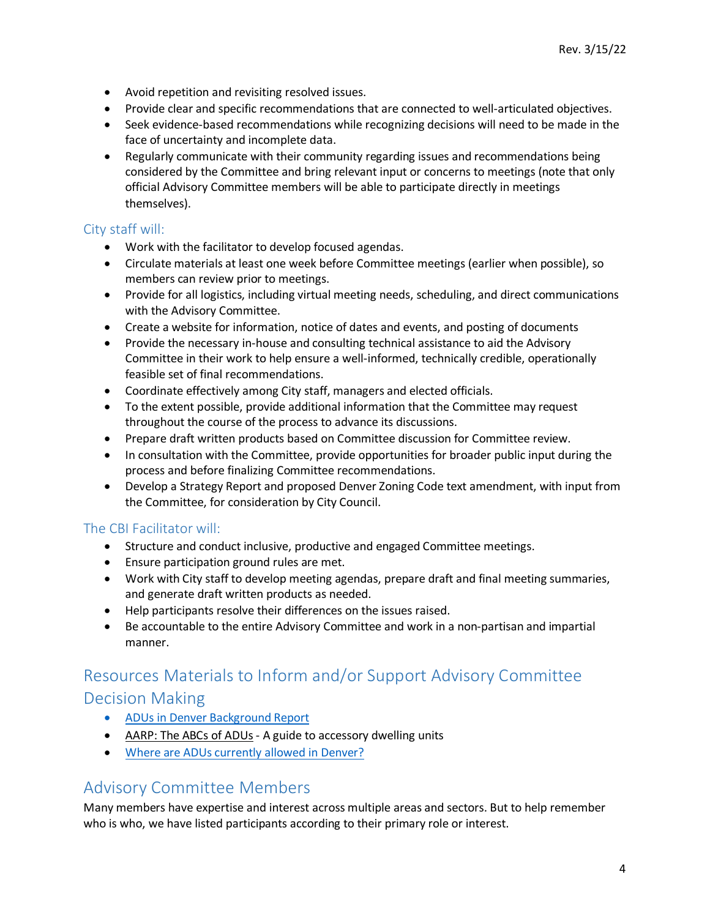- Avoid repetition and revisiting resolved issues.
- Provide clear and specific recommendations that are connected to well-articulated objectives.
- Seek evidence-based recommendations while recognizing decisions will need to be made in the face of uncertainty and incomplete data.
- Regularly communicate with their community regarding issues and recommendations being considered by the Committee and bring relevant input or concerns to meetings (note that only official Advisory Committee members will be able to participate directly in meetings themselves).

### City staff will:

- Work with the facilitator to develop focused agendas.
- Circulate materials at least one week before Committee meetings (earlier when possible), so members can review prior to meetings.
- Provide for all logistics, including virtual meeting needs, scheduling, and direct communications with the Advisory Committee.
- Create a website for information, notice of dates and events, and posting of documents
- Provide the necessary in-house and consulting technical assistance to aid the Advisory Committee in their work to help ensure a well-informed, technically credible, operationally feasible set of final recommendations.
- Coordinate effectively among City staff, managers and elected officials.
- To the extent possible, provide additional information that the Committee may request throughout the course of the process to advance its discussions.
- Prepare draft written products based on Committee discussion for Committee review.
- In consultation with the Committee, provide opportunities for broader public input during the process and before finalizing Committee recommendations.
- Develop a Strategy Report and proposed Denver Zoning Code text amendment, with input from the Committee, for consideration by City Council.

### The CBI Facilitator will:

- Structure and conduct inclusive, productive and engaged Committee meetings.
- Ensure participation ground rules are met.
- Work with City staff to develop meeting agendas, prepare draft and final meeting summaries, and generate draft written products as needed.
- Help participants resolve their differences on the issues raised.
- Be accountable to the entire Advisory Committee and work in a non-partisan and impartial manner.

## Resources Materials to Inform and/or Support Advisory Committee Decision Making

- ADUs in Denver Background Report
- AARP: The ABCs of ADUs - A guide to accessory dwelling units
- Where are ADUs currently allowed in Denver?

## Advisory Committee Members

Many members have expertise and interest across multiple areas and sectors. But to help remember who is who, we have listed participants according to their primary role or interest.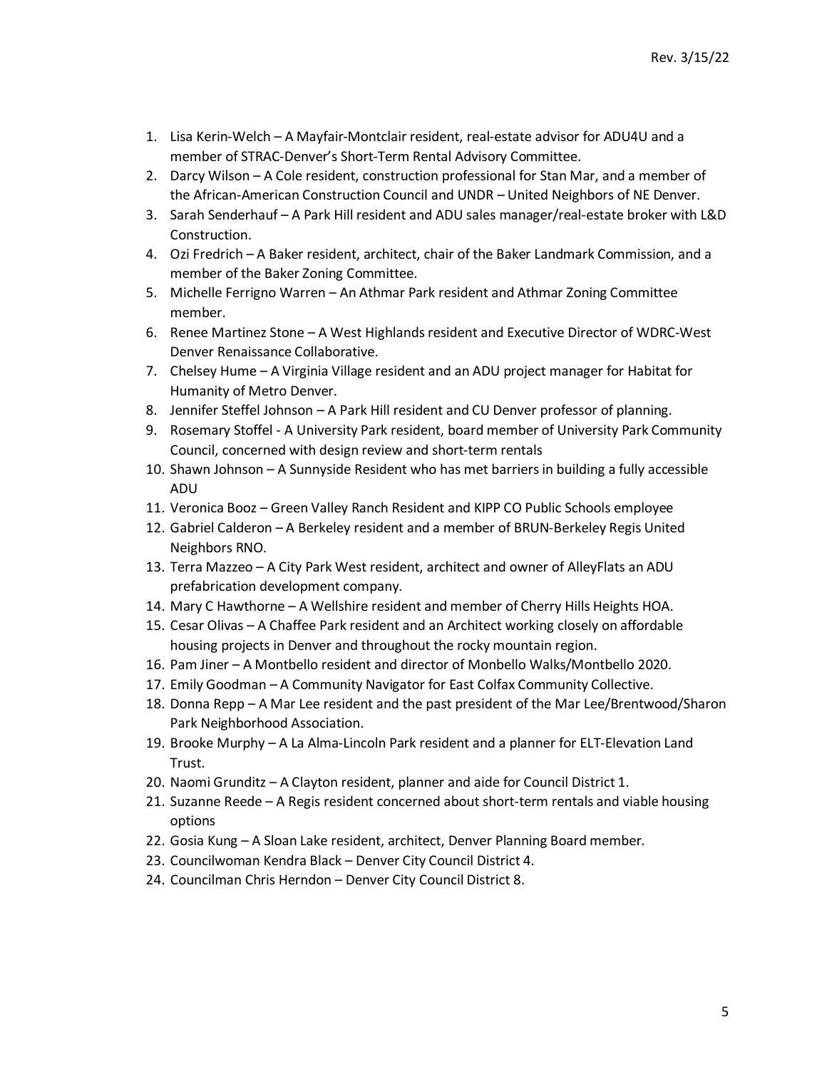1. Lisa Kerin-Welch – A Mayfair-Montclair resident, real-estate advisor for ADU4U and a member of STRAC-Denver's Short-Term Rental Advisory Committee.
2. Darcy Wilson – A Cole resident, construction professional for Stan Mar, and a member of the African-American Construction Council and UNDR – United Neighbors of NE Denver.
3. Sarah Senderhauf – A Park Hill resident and ADU sales manager/real-estate broker with L&D Construction.
4. Ozi Fredrich – A Baker resident, architect, chair of the Baker Landmark Commission, and a member of the Baker Zoning Committee.
5. Michelle Ferrigno Warren – An Athmar Park resident and Athmar Zoning Committee member.
6. Renee Martinez Stone – A West Highlands resident and Executive Director of WDRC-West Denver Renaissance Collaborative.
7. Chelsey Hume – A Virginia Village resident and an ADU project manager for Habitat for Humanity of Metro Denver.
8. Jennifer Steffel Johnson – A Park Hill resident and CU Denver professor of planning.
9. Rosemary Stoffel - A University Park resident, board member of University Park Community Council, concerned with design review and short-term rentals
10. Shawn Johnson – A Sunnyside Resident who has met barriers in building a fully accessible ADU
11. Veronica Booz – Green Valley Ranch Resident and KIPP CO Public Schools employee
12. Gabriel Calderon – A Berkeley resident and a member of BRUN-Berkeley Regis United Neighbors RNO.
13. Terra Mazzeo – A City Park West resident, architect and owner of AlleyFlats an ADU prefabrication development company.
14. Mary C Hawthorne – A Wellshire resident and member of Cherry Hills Heights HOA.
15. Cesar Olivas – A Chaffee Park resident and an Architect working closely on affordable housing projects in Denver and throughout the rocky mountain region.
16. Pam Jiner – A Montbello resident and director of Monbello Walks/Montbello 2020.
17. Emily Goodman – A Community Navigator for East Colfax Community Collective.
18. Donna Repp – A Mar Lee resident and the past president of the Mar Lee/Brentwood/Sharon Park Neighborhood Association.
19. Brooke Murphy – A La Alma-Lincoln Park resident and a planner for ELT-Elevation Land Trust.
20. Naomi Grunditz – A Clayton resident, planner and aide for Council District 1.
21. Suzanne Reede – A Regis resident concerned about short-term rentals and viable housing options
22. Gosia Kung – A Sloan Lake resident, architect, Denver Planning Board member.
23. Councilwoman Kendra Black – Denver City Council District 4.
24. Councilman Chris Herndon – Denver City Council District 8.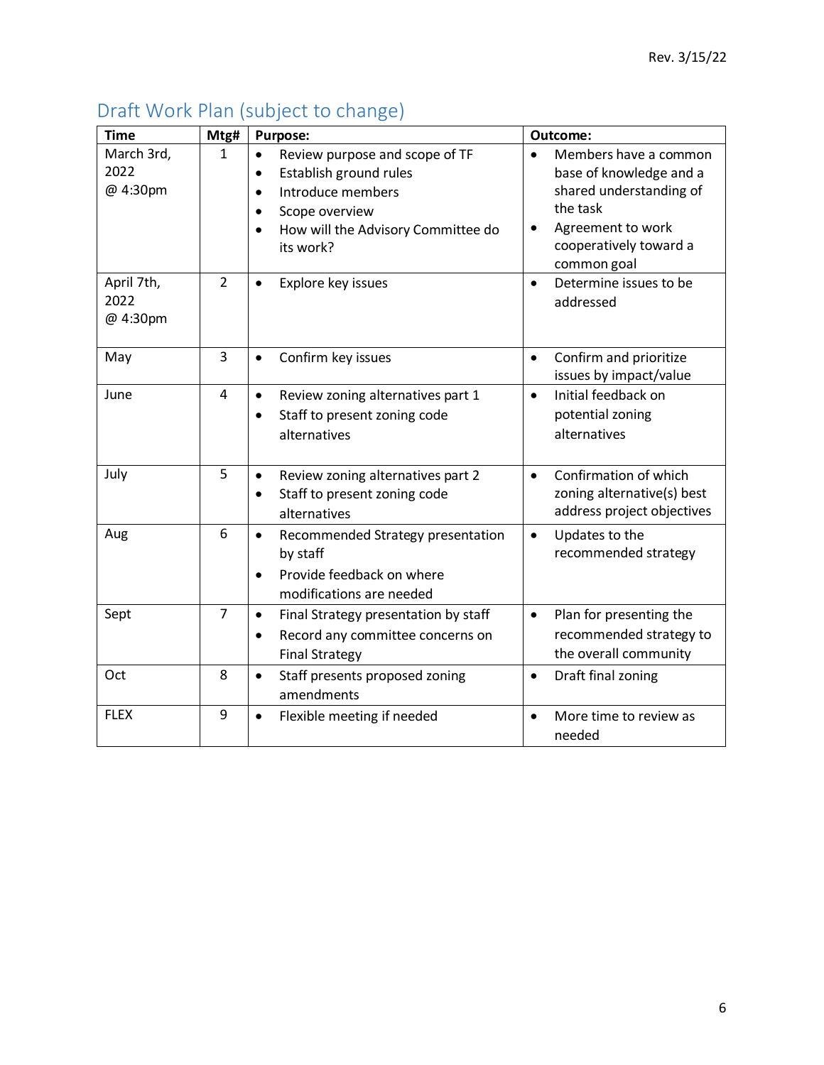## Draft Work Plan (subject to change)

| Time | Mtg# | Purpose: | Outcome: |
|---|---|---|---|
| March 3rd, 2022 @ 4:30pm | 1 | • Review purpose and scope of TF<br>• Establish ground rules<br>• Introduce members<br>• Scope overview<br>• How will the Advisory Committee do its work? | • Members have a common base of knowledge and a shared understanding of the task<br>• Agreement to work cooperatively toward a common goal |
| April 7th, 2022 @ 4:30pm | 2 | • Explore key issues | • Determine issues to be addressed |
| May | 3 | • Confirm key issues | • Confirm and prioritize issues by impact/value |
| June | 4 | • Review zoning alternatives part 1<br>• Staff to present zoning code alternatives | • Initial feedback on potential zoning alternatives |
| July | 5 | • Review zoning alternatives part 2<br>• Staff to present zoning code alternatives | • Confirmation of which zoning alternative(s) best address project objectives |
| Aug | 6 | • Recommended Strategy presentation by staff<br>• Provide feedback on where modifications are needed | • Updates to the recommended strategy |
| Sept | 7 | • Final Strategy presentation by staff<br>• Record any committee concerns on Final Strategy | • Plan for presenting the recommended strategy to the overall community |
| Oct | 8 | • Staff presents proposed zoning amendments | • Draft final zoning |
| FLEX | 9 | • Flexible meeting if needed | • More time to review as needed |